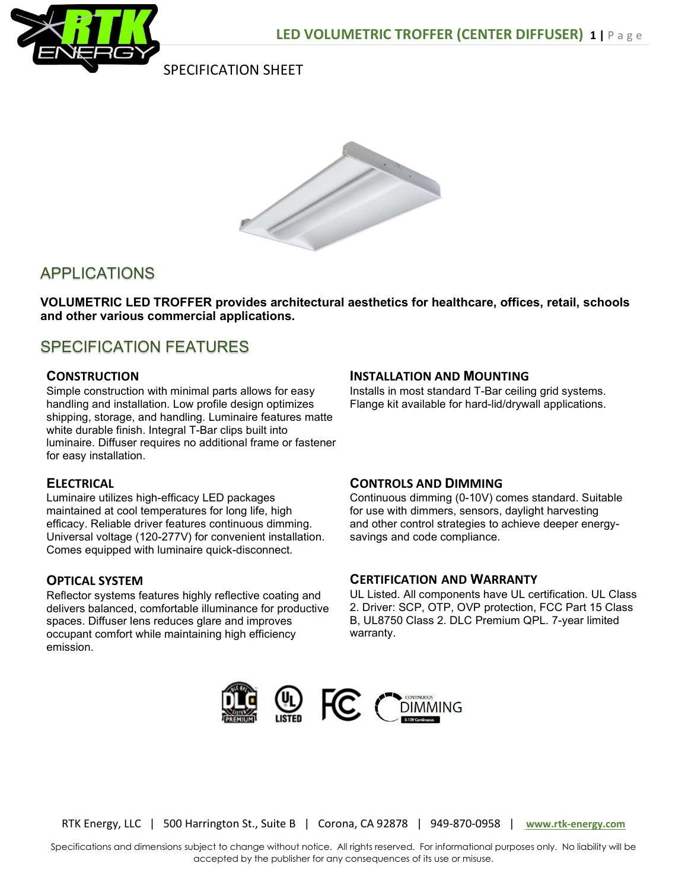# LED VOLUMETRIC TROFFER (CENTER DIFFUSER)

SPECIFICATION SHEET

## APPLICATIONS

**VOLUMETRIC LED TROFFER provides architectural aesthetics for healthcare, offices, retail, schools and other various commercial applications.**

## SPECIFICATION FEATURES

### CONSTRUCTION

Simple construction with minimal parts allows for easy handling and installation. Low profile design optimizes shipping, storage, and handling. Luminaire features matte white durable finish. Integral T-Bar clips built into luminaire. Diffuser requires no additional frame or fastener for easy installation.

### ELECTRICAL

Luminaire utilizes high-efficacy LED packages maintained at cool temperatures for long life, high efficacy. Reliable driver features continuous dimming. Universal voltage (120-277V) for convenient installation. Comes equipped with luminaire quick-disconnect.

### OPTICAL SYSTEM

Reflector systems features highly reflective coating and delivers balanced, comfortable illuminance for productive spaces. Diffuser lens reduces glare and improves occupant comfort while maintaining high efficiency emission.

### INSTALLATION AND MOUNTING

Installs in most standard T-Bar ceiling grid systems. Flange kit available for hard-lid/drywall applications.

### CONTROLS AND DIMMING

Continuous dimming (0-10V) comes standard. Suitable for use with dimmers, sensors, daylight harvesting and other control strategies to achieve deeper energy-savings and code compliance.

### CERTIFICATION AND WARRANTY

UL Listed. All components have UL certification. UL Class 2. Driver: SCP, OTP, OVP protection, FCC Part 15 Class B, UL8750 Class 2. DLC Premium QPL. 7-year limited warranty.

RTK Energy, LLC | 500 Harrington St., Suite B | Corona, CA 92878 | 949-870-0958 | www.rtk-energy.com

Specifications and dimensions subject to change without notice. All rights reserved. For informational purposes only. No liability will be accepted by the publisher for any consequences of its use or misuse.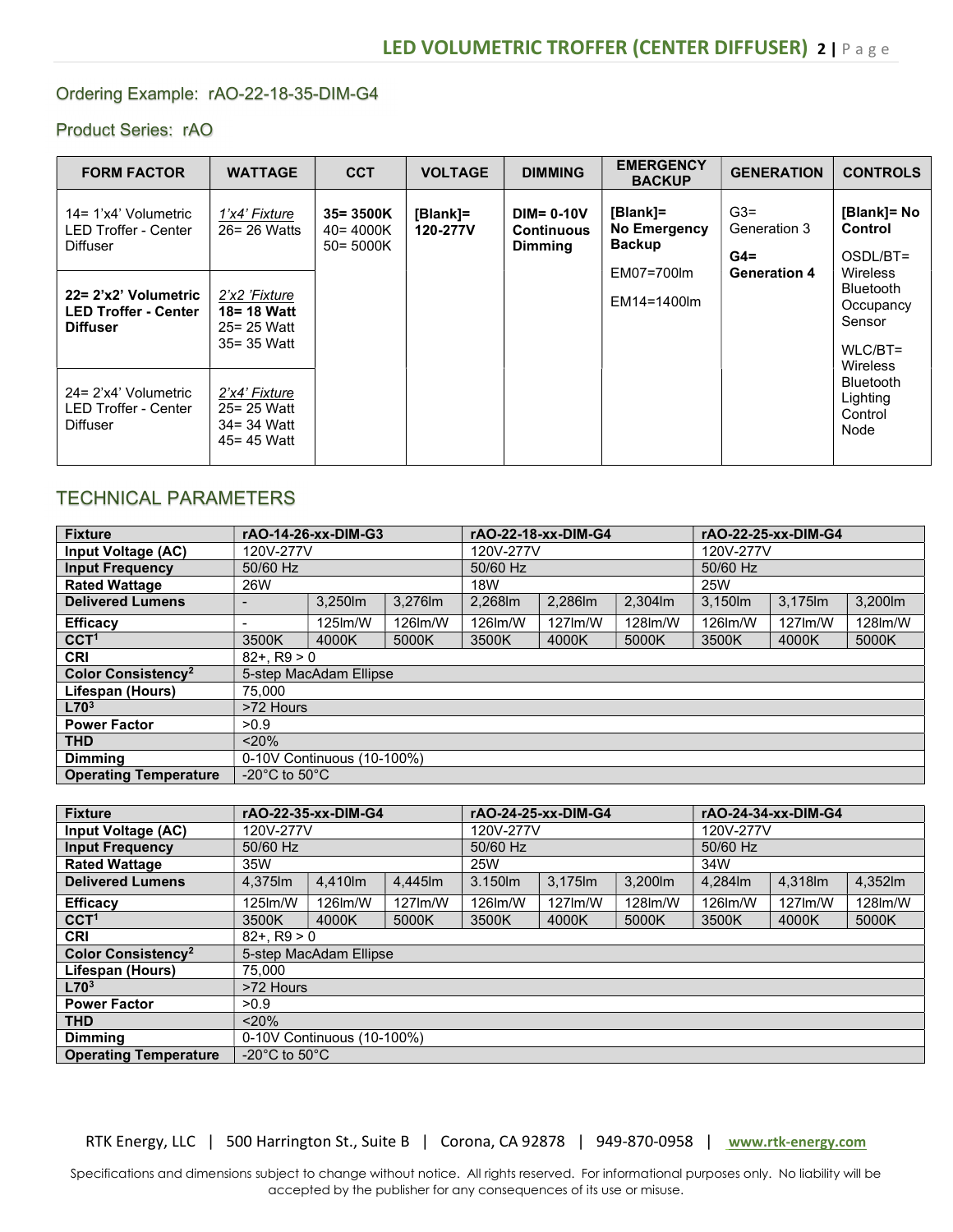Ordering Example: rAO-22-18-35-DIM-G4

Product Series: rAO

| FORM FACTOR | WATTAGE | CCT | VOLTAGE | DIMMING | EMERGENCY BACKUP | GENERATION | CONTROLS |
|---|---|---|---|---|---|---|---|
| 14= 1'x4' Volumetric LED Troffer - Center Diffuser | *1'x4' Fixture* 26= 26 Watts | **35= 3500K** 40= 4000K 50= 5000K | **[Blank]= 120-277V** | **DIM= 0-10V Continuous Dimming** | **[Blank]= No Emergency Backup** EM07=700lm EM14=1400lm | G3= Generation 3 **G4= Generation 4** | **[Blank]= No Control** OSDL/BT= Wireless Bluetooth Occupancy Sensor WLC/BT= Wireless Bluetooth Lighting Control Node |
| **22= 2'x2' Volumetric LED Troffer - Center Diffuser** | *2'x2 'Fixture* **18= 18 Watt** 25= 25 Watt 35= 35 Watt | | | | | | |
| 24= 2'x4' Volumetric LED Troffer - Center Diffuser | *2'x4' Fixture* 25= 25 Watt 34= 34 Watt 45= 45 Watt | | | | | | |

## TECHNICAL PARAMETERS

| Fixture | rAO-14-26-xx-DIM-G3 | | | rAO-22-18-xx-DIM-G4 | | | rAO-22-25-xx-DIM-G4 | | |
|---|---|---|---|---|---|---|---|---|---|
| Input Voltage (AC) | 120V-277V | | | 120V-277V | | | 120V-277V | | |
| Input Frequency | 50/60 Hz | | | 50/60 Hz | | | 50/60 Hz | | |
| Rated Wattage | 26W | | | 18W | | | 25W | | |
| Delivered Lumens | - | 3,250lm | 3,276lm | 2,268lm | 2,286lm | 2,304lm | 3,150lm | 3,175lm | 3,200lm |
| Efficacy | - | 125lm/W | 126lm/W | 126lm/W | 127lm/W | 128lm/W | 126lm/W | 127lm/W | 128lm/W |
| CCT[1] | 3500K | 4000K | 5000K | 3500K | 4000K | 5000K | 3500K | 4000K | 5000K |
| CRI | 82+, R9 > 0 | | | | | | | | |
| Color Consistency[2] | 5-step MacAdam Ellipse | | | | | | | | |
| Lifespan (Hours) | 75,000 | | | | | | | | |
| L70[3] | >72 Hours | | | | | | | | |
| Power Factor | >0.9 | | | | | | | | |
| THD | <20% | | | | | | | | |
| Dimming | 0-10V Continuous (10-100%) | | | | | | | | |
| Operating Temperature | -20°C to 50°C | | | | | | | | |

| Fixture | rAO-22-35-xx-DIM-G4 | | | rAO-24-25-xx-DIM-G4 | | | rAO-24-34-xx-DIM-G4 | | |
|---|---|---|---|---|---|---|---|---|---|
| Input Voltage (AC) | 120V-277V | | | 120V-277V | | | 120V-277V | | |
| Input Frequency | 50/60 Hz | | | 50/60 Hz | | | 50/60 Hz | | |
| Rated Wattage | 35W | | | 25W | | | 34W | | |
| Delivered Lumens | 4,375lm | 4,410lm | 4,445lm | 3.150lm | 3,175lm | 3,200lm | 4,284lm | 4,318lm | 4,352lm |
| Efficacy | 125lm/W | 126lm/W | 127lm/W | 126lm/W | 127lm/W | 128lm/W | 126lm/W | 127lm/W | 128lm/W |
| CCT[1] | 3500K | 4000K | 5000K | 3500K | 4000K | 5000K | 3500K | 4000K | 5000K |
| CRI | 82+, R9 > 0 | | | | | | | | |
| Color Consistency[2] | 5-step MacAdam Ellipse | | | | | | | | |
| Lifespan (Hours) | 75,000 | | | | | | | | |
| L70[3] | >72 Hours | | | | | | | | |
| Power Factor | >0.9 | | | | | | | | |
| THD | <20% | | | | | | | | |
| Dimming | 0-10V Continuous (10-100%) | | | | | | | | |
| Operating Temperature | -20°C to 50°C | | | | | | | | |

RTK Energy, LLC | 500 Harrington St., Suite B | Corona, CA 92878 | 949-870-0958 | www.rtk-energy.com

Specifications and dimensions subject to change without notice. All rights reserved. For informational purposes only. No liability will be accepted by the publisher for any consequences of its use or misuse.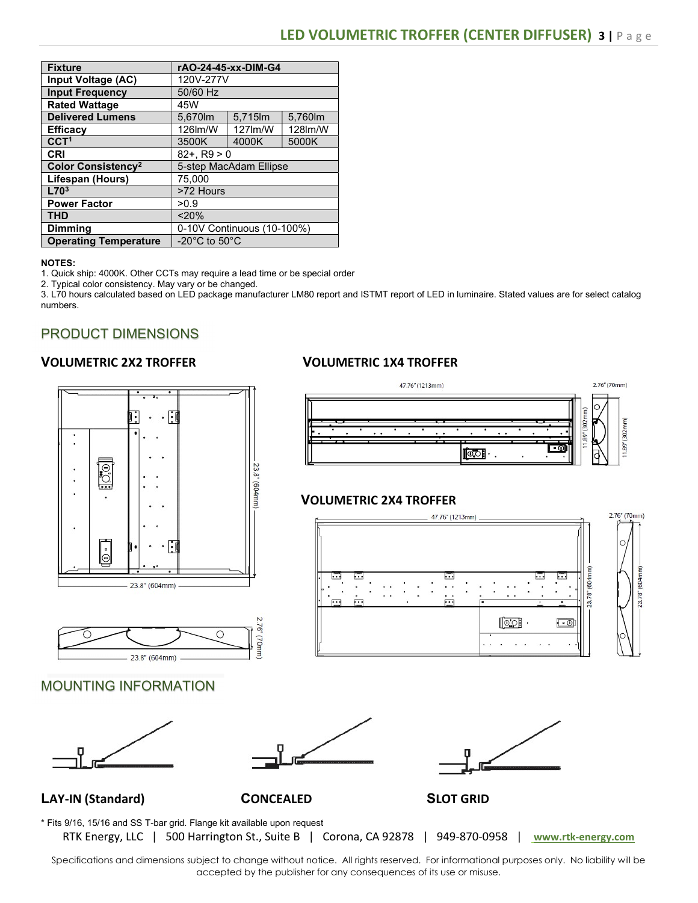| Fixture | rAO-24-45-xx-DIM-G4 | | |
|---|---|---|---|
| Input Voltage (AC) | 120V-277V | | |
| Input Frequency | 50/60 Hz | | |
| Rated Wattage | 45W | | |
| Delivered Lumens | 5,670lm | 5,715lm | 5,760lm |
| Efficacy | 126lm/W | 127lm/W | 128lm/W |
| CCT[1] | 3500K | 4000K | 5000K |
| CRI | 82+, R9 > 0 | | |
| Color Consistency[2] | 5-step MacAdam Ellipse | | |
| Lifespan (Hours) | 75,000 | | |
| L70[3] | >72 Hours | | |
| Power Factor | >0.9 | | |
| THD | <20% | | |
| Dimming | 0-10V Continuous (10-100%) | | |
| Operating Temperature | -20°C to 50°C | | |

**NOTES:**

1. Quick ship: 4000K. Other CCTs may require a lead time or be special order
2. Typical color consistency. May vary or be changed.
3. L70 hours calculated based on LED package manufacturer LM80 report and ISTMT report of LED in luminaire. Stated values are for select catalog numbers.

## PRODUCT DIMENSIONS

### VOLUMETRIC 2X2 TROFFER

23.8" (604mm)

23.8" (604mm)

23.8" (604mm)

2.76" (70mm)

### VOLUMETRIC 1X4 TROFFER

47.76" (1213mm)

2.76" (70mm)

11.89" (302mm)

11.89" (302mm)

### VOLUMETRIC 2X4 TROFFER

47.76" (1213mm)

2.76" (70mm)

23.78" (604mm)

23.78" (604mm)

## MOUNTING INFORMATION

**LAY-IN (Standard)**

**CONCEALED**

**SLOT GRID**

\* Fits 9/16, 15/16 and SS T-bar grid. Flange kit available upon request

RTK Energy, LLC | 500 Harrington St., Suite B | Corona, CA 92878 | 949-870-0958 | www.rtk-energy.com

Specifications and dimensions subject to change without notice. All rights reserved. For informational purposes only. No liability will be accepted by the publisher for any consequences of its use or misuse.